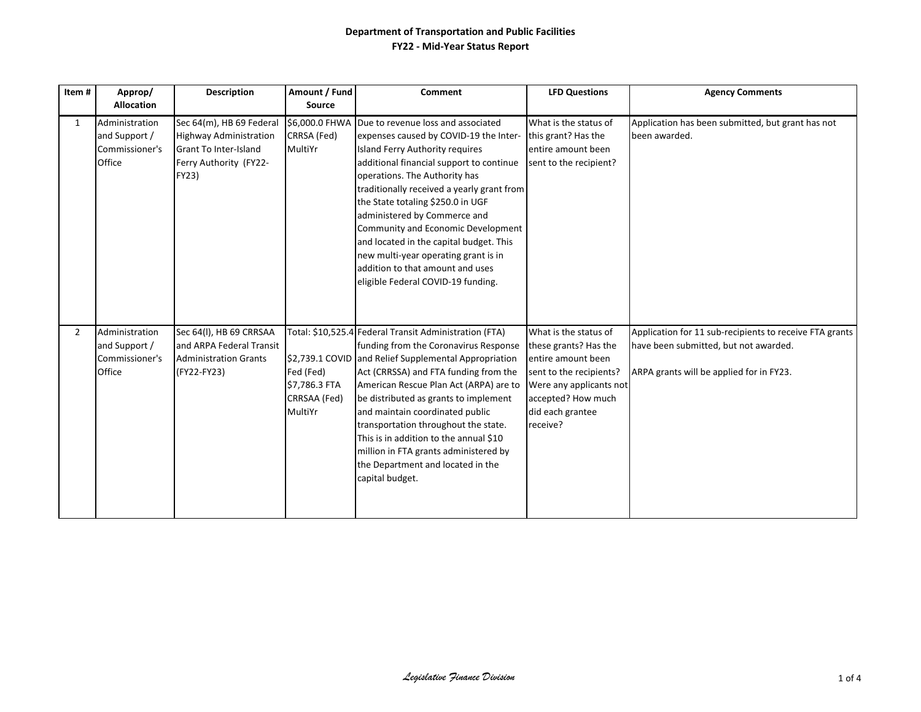**Department of Transportation and Public Facilities**
**FY22 - Mid-Year Status Report**

| Item # | Approp/ Allocation | Description | Amount / Fund Source | Comment | LFD Questions | Agency Comments |
|---|---|---|---|---|---|---|
| 1 | Administration and Support / Commissioner's Office | Sec 64(m), HB 69 Federal Highway Administration Grant To Inter-Island Ferry Authority (FY22-FY23) | $6,000.0 FHWA CRRSA (Fed) MultiYr | Due to revenue loss and associated expenses caused by COVID-19 the Inter-Island Ferry Authority requires additional financial support to continue operations. The Authority has traditionally received a yearly grant from the State totaling $250.0 in UGF administered by Commerce and Community and Economic Development and located in the capital budget. This new multi-year operating grant is in addition to that amount and uses eligible Federal COVID-19 funding. | What is the status of this grant? Has the entire amount been sent to the recipient? | Application has been submitted, but grant has not been awarded. |
| 2 | Administration and Support / Commissioner's Office | Sec 64(l), HB 69 CRRSAA and ARPA Federal Transit Administration Grants (FY22-FY23) | Total: $10,525.4<br><br>$2,739.1 COVID Fed (Fed)<br>$7,786.3 FTA CRRSAA (Fed) MultiYr | Federal Transit Administration (FTA) funding from the Coronavirus Response and Relief Supplemental Appropriation Act (CRRSSA) and FTA funding from the American Rescue Plan Act (ARPA) are to be distributed as grants to implement and maintain coordinated public transportation throughout the state. This is in addition to the annual $10 million in FTA grants administered by the Department and located in the capital budget. | What is the status of these grants? Has the entire amount been sent to the recipients? Were any applicants not accepted? How much did each grantee receive? | Application for 11 sub-recipients to receive FTA grants have been submitted, but not awarded.<br><br>ARPA grants will be applied for in FY23. |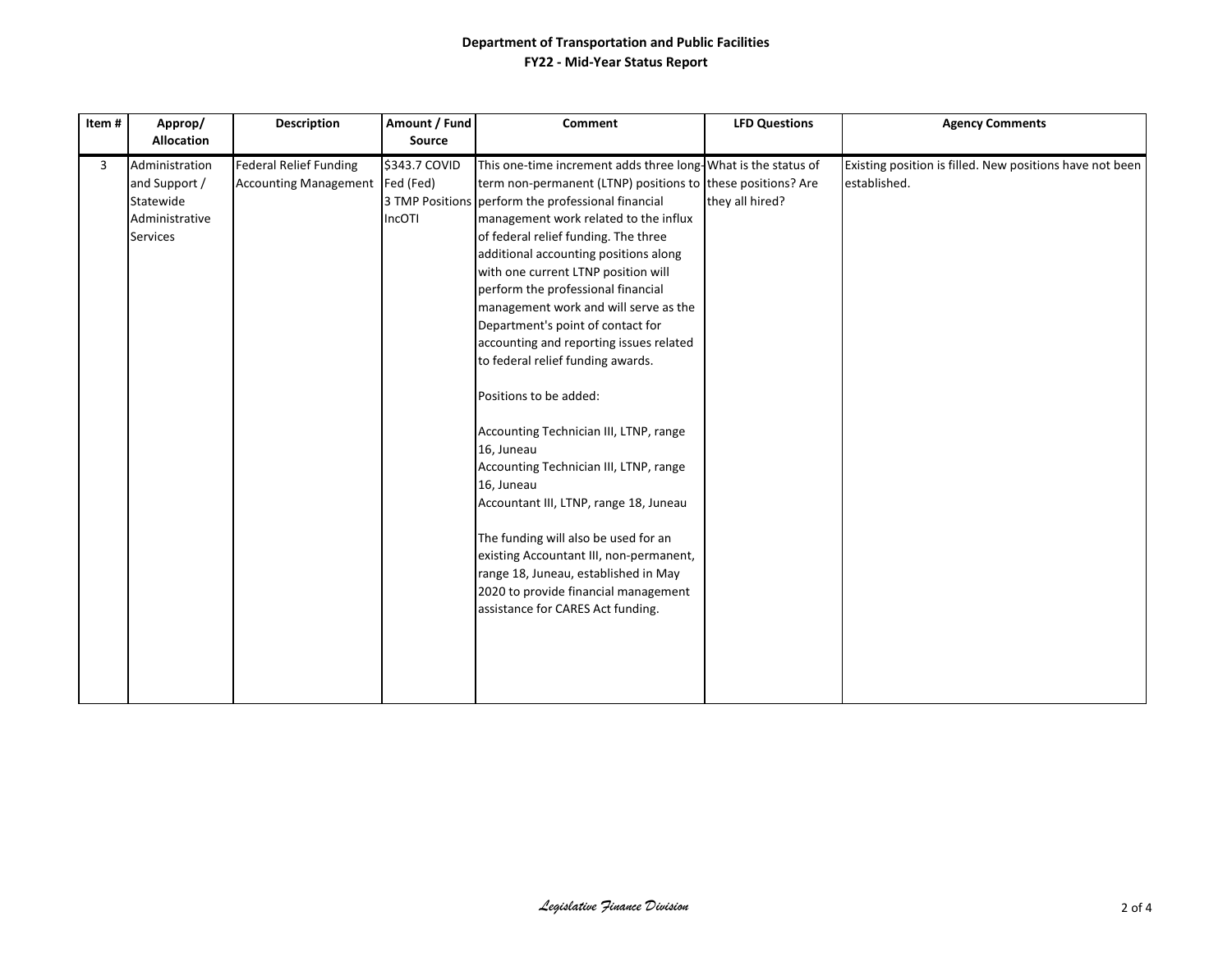**Department of Transportation and Public Facilities**
**FY22 - Mid-Year Status Report**

| Item # | Approp/ Allocation | Description | Amount / Fund Source | Comment | LFD Questions | Agency Comments |
|---|---|---|---|---|---|---|
| 3 | Administration and Support / Statewide Administrative Services | Federal Relief Funding Accounting Management | $343.7 COVID Fed (Fed)<br>3 TMP Positions<br>IncOTI | This one-time increment adds three long-term non-permanent (LTNP) positions to perform the professional financial management work related to the influx of federal relief funding. The three additional accounting positions along with one current LTNP position will perform the professional financial management work and will serve as the Department's point of contact for accounting and reporting issues related to federal relief funding awards.<br><br>Positions to be added:<br><br>Accounting Technician III, LTNP, range 16, Juneau<br>Accounting Technician III, LTNP, range 16, Juneau<br>Accountant III, LTNP, range 18, Juneau<br><br>The funding will also be used for an existing Accountant III, non-permanent, range 18, Juneau, established in May 2020 to provide financial management assistance for CARES Act funding. | What is the status of these positions? Are they all hired? | Existing position is filled. New positions have not been established. |

*Legislative Finance Division*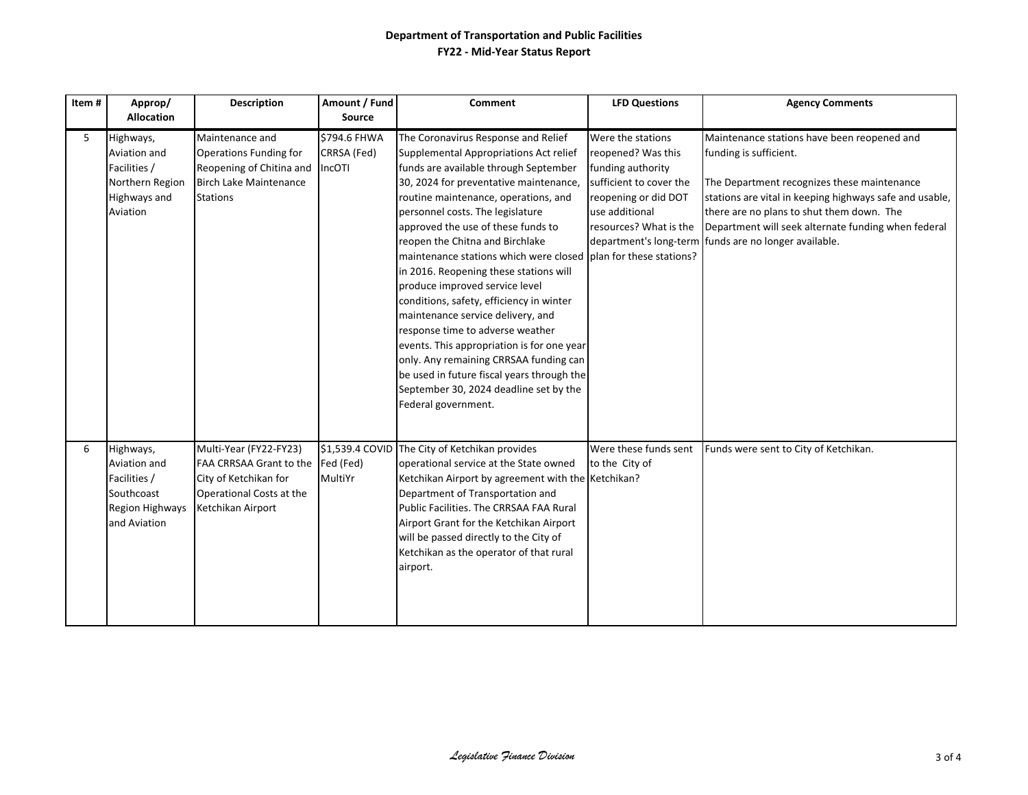**Department of Transportation and Public Facilities**
**FY22 - Mid-Year Status Report**

| Item # | Approp/ Allocation | Description | Amount / Fund Source | Comment | LFD Questions | Agency Comments |
|---|---|---|---|---|---|---|
| 5 | Highways, Aviation and Facilities / Northern Region Highways and Aviation | Maintenance and Operations Funding for Reopening of Chitina and Birch Lake Maintenance Stations | $794.6 FHWA CRRSA (Fed) IncOTI | The Coronavirus Response and Relief Supplemental Appropriations Act relief funds are available through September 30, 2024 for preventative maintenance, routine maintenance, operations, and personnel costs. The legislature approved the use of these funds to reopen the Chitna and Birchlake maintenance stations which were closed in 2016. Reopening these stations will produce improved service level conditions, safety, efficiency in winter maintenance service delivery, and response time to adverse weather events. This appropriation is for one year only. Any remaining CRRSAA funding can be used in future fiscal years through the September 30, 2024 deadline set by the Federal government. | Were the stations reopened? Was this funding authority sufficient to cover the reopening or did DOT use additional resources? What is the department's long-term plan for these stations? | Maintenance stations have been reopened and funding is sufficient.<br><br>The Department recognizes these maintenance stations are vital in keeping highways safe and usable, there are no plans to shut them down. The Department will seek alternate funding when federal funds are no longer available. |
| 6 | Highways, Aviation and Facilities / Southcoast Region Highways and Aviation | Multi-Year (FY22-FY23) FAA CRRSAA Grant to the City of Ketchikan for Operational Costs at the Ketchikan Airport | $1,539.4 COVID Fed (Fed) MultiYr | The City of Ketchikan provides operational service at the State owned Ketchikan Airport by agreement with the Department of Transportation and Public Facilities. The CRRSAA FAA Rural Airport Grant for the Ketchikan Airport will be passed directly to the City of Ketchikan as the operator of that rural airport. | Were these funds sent to the City of Ketchikan? | Funds were sent to City of Ketchikan. |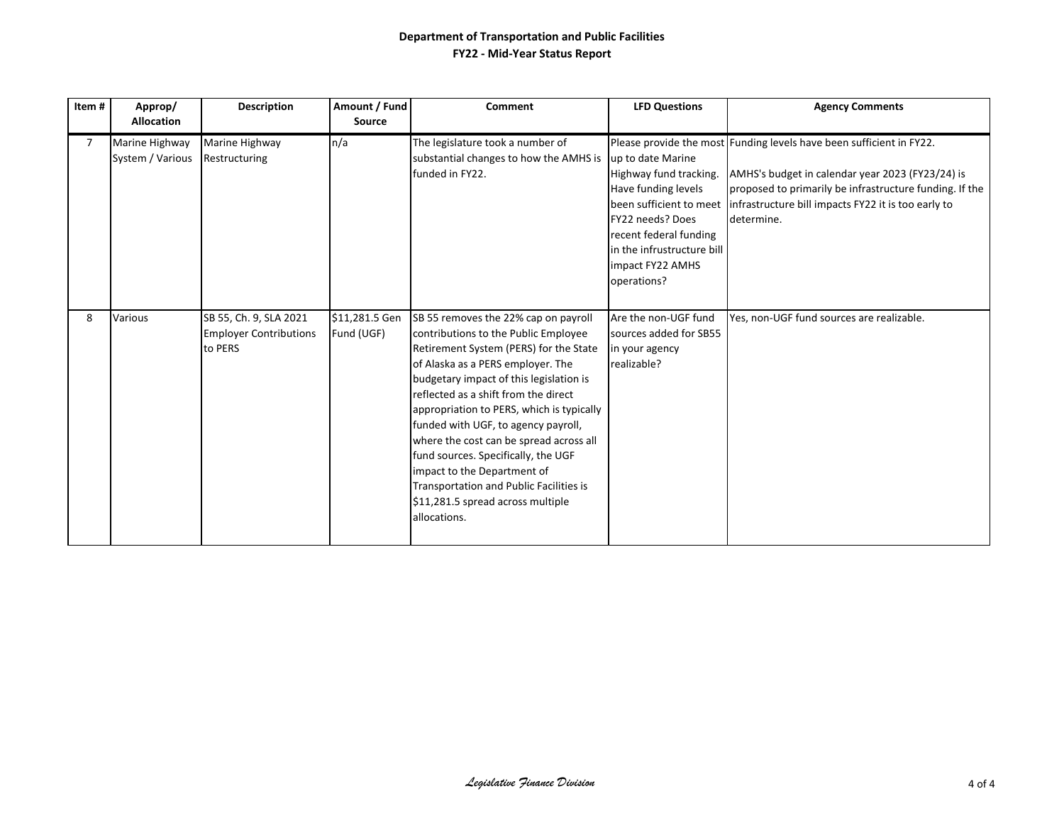**Department of Transportation and Public Facilities**
**FY22 - Mid-Year Status Report**

| Item # | Approp/ Allocation | Description | Amount / Fund Source | Comment | LFD Questions | Agency Comments |
|---|---|---|---|---|---|---|
| 7 | Marine Highway System / Various | Marine Highway Restructuring | n/a | The legislature took a number of substantial changes to how the AMHS is funded in FY22. | Please provide the most up to date Marine Highway fund tracking. Have funding levels been sufficient to meet FY22 needs? Does recent federal funding in the infrastructure bill impact FY22 AMHS operations? | Funding levels have been sufficient in FY22. AMHS's budget in calendar year 2023 (FY23/24) is proposed to primarily be infrastructure funding. If the infrastructure bill impacts FY22 it is too early to determine. |
| 8 | Various | SB 55, Ch. 9, SLA 2021 Employer Contributions to PERS | $11,281.5 Gen Fund (UGF) | SB 55 removes the 22% cap on payroll contributions to the Public Employee Retirement System (PERS) for the State of Alaska as a PERS employer. The budgetary impact of this legislation is reflected as a shift from the direct appropriation to PERS, which is typically funded with UGF, to agency payroll, where the cost can be spread across all fund sources. Specifically, the UGF impact to the Department of Transportation and Public Facilities is $11,281.5 spread across multiple allocations. | Are the non-UGF fund sources added for SB55 in your agency realizable? | Yes, non-UGF fund sources are realizable. |